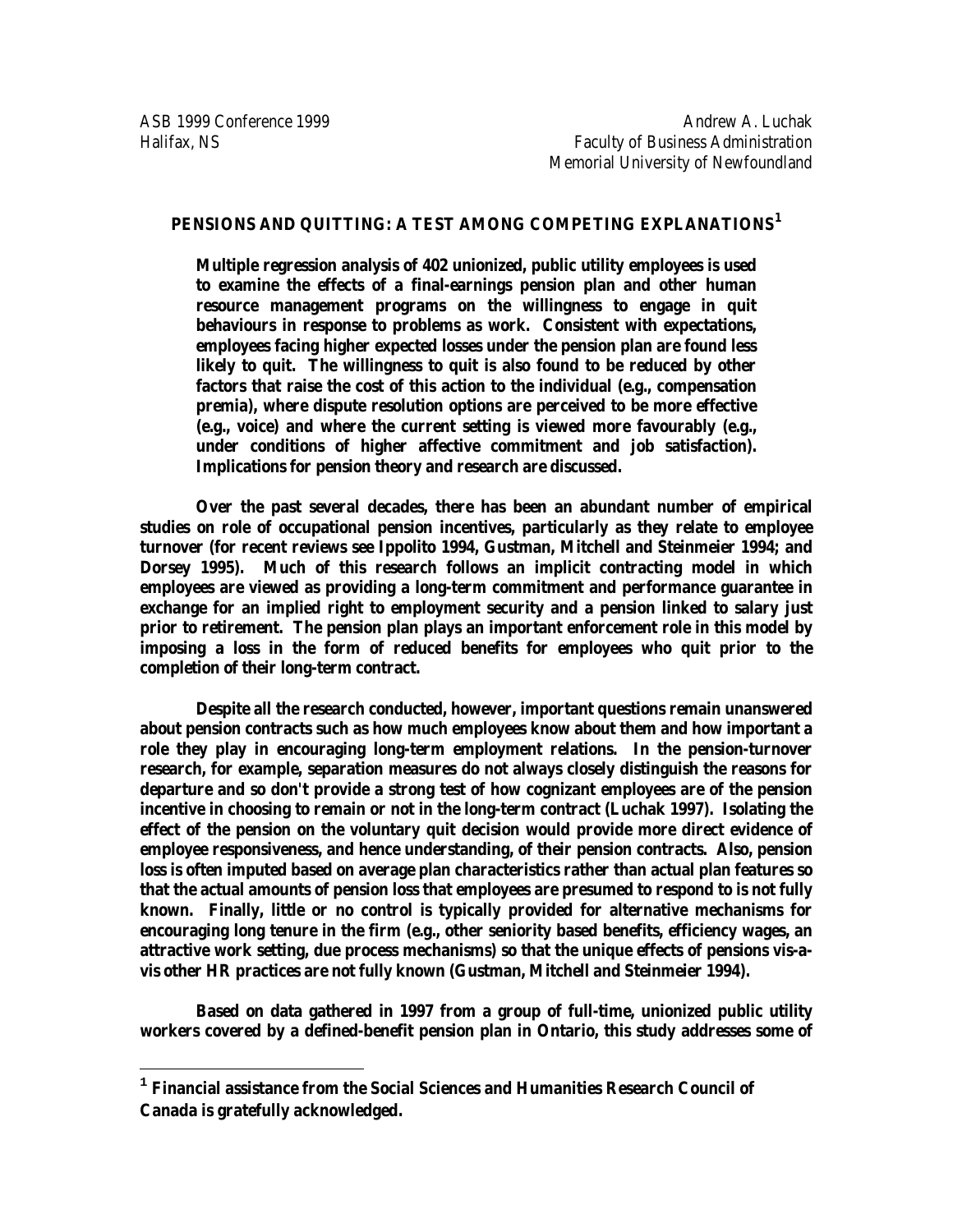ASB 1999 Conference 1999
Halifax, NS

Andrew A. Luchak
Faculty of Business Administration
Memorial University of Newfoundland

## PENSIONS AND QUITTING: A TEST AMONG COMPETING EXPLANATIONS[1]

**Multiple regression analysis of 402 unionized, public utility employees is used to examine the effects of a final-earnings pension plan and other human resource management programs on the willingness to engage in quit behaviours in response to problems as work. Consistent with expectations, employees facing higher expected losses under the pension plan are found less likely to quit. The willingness to quit is also found to be reduced by other factors that raise the cost of this action to the individual (e.g., compensation premia), where dispute resolution options are perceived to be more effective (e.g., voice) and where the current setting is viewed more favourably (e.g., under conditions of higher affective commitment and job satisfaction). Implications for pension theory and research are discussed.**

**Over the past several decades, there has been an abundant number of empirical studies on role of occupational pension incentives, particularly as they relate to employee turnover (for recent reviews see Ippolito 1994, Gustman, Mitchell and Steinmeier 1994; and Dorsey 1995). Much of this research follows an implicit contracting model in which employees are viewed as providing a long-term commitment and performance guarantee in exchange for an implied right to employment security and a pension linked to salary just prior to retirement. The pension plan plays an important enforcement role in this model by imposing a loss in the form of reduced benefits for employees who quit prior to the completion of their long-term contract.**

**Despite all the research conducted, however, important questions remain unanswered about pension contracts such as how much employees know about them and how important a role they play in encouraging long-term employment relations. In the pension-turnover research, for example, separation measures do not always closely distinguish the reasons for departure and so don't provide a strong test of how cognizant employees are of the pension incentive in choosing to remain or not in the long-term contract (Luchak 1997). Isolating the effect of the pension on the voluntary quit decision would provide more direct evidence of employee responsiveness, and hence understanding, of their pension contracts. Also, pension loss is often imputed based on average plan characteristics rather than actual plan features so that the actual amounts of pension loss that employees are presumed to respond to is not fully known. Finally, little or no control is typically provided for alternative mechanisms for encouraging long tenure in the firm (e.g., other seniority based benefits, efficiency wages, an attractive work setting, due process mechanisms) so that the unique effects of pensions vis-a-vis other HR practices are not fully known (Gustman, Mitchell and Steinmeier 1994).**

**Based on data gathered in 1997 from a group of full-time, unionized public utility workers covered by a defined-benefit pension plan in Ontario, this study addresses some of**

---

[1] **Financial assistance from the Social Sciences and Humanities Research Council of Canada is gratefully acknowledged.**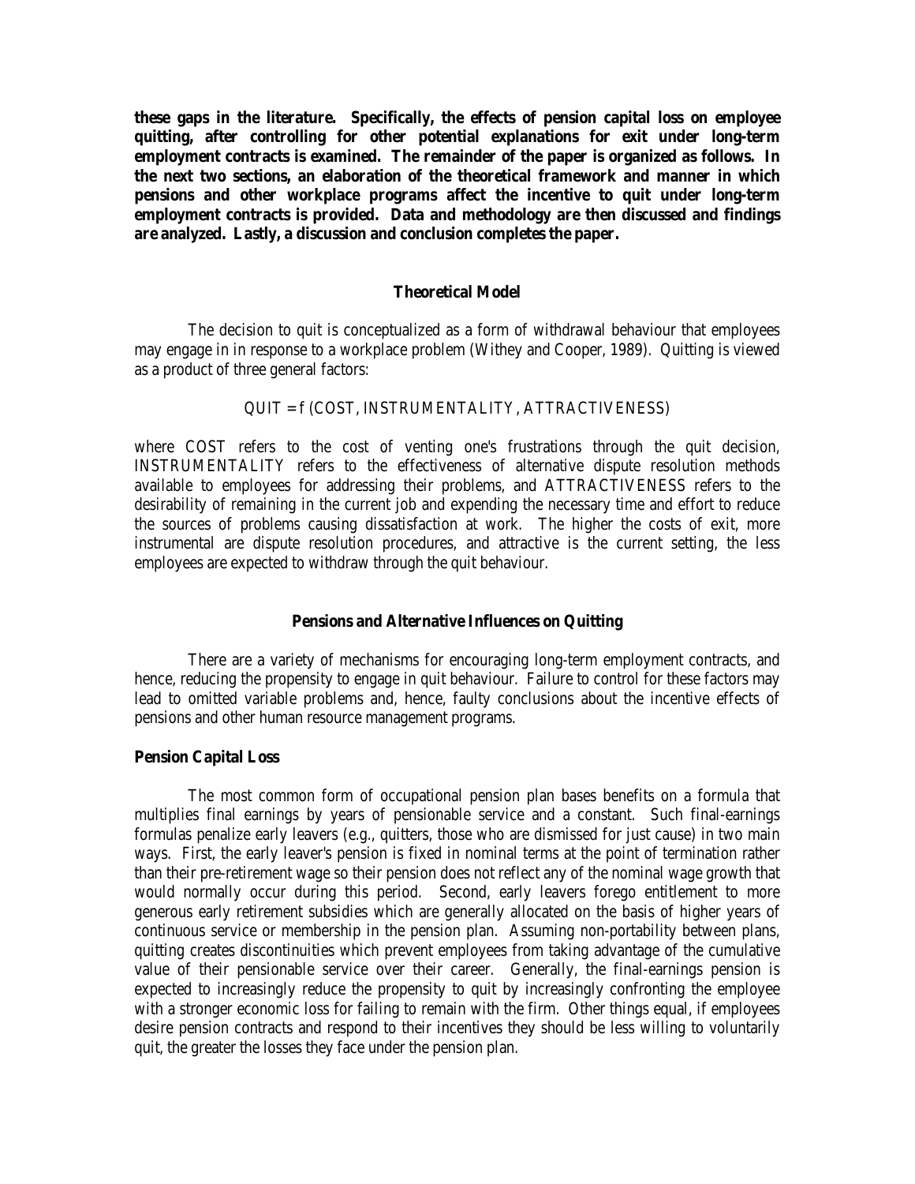**these gaps in the literature. Specifically, the effects of pension capital loss on employee quitting, after controlling for other potential explanations for exit under long-term employment contracts is examined. The remainder of the paper is organized as follows. In the next two sections, an elaboration of the theoretical framework and manner in which pensions and other workplace programs affect the incentive to quit under long-term employment contracts is provided. Data and methodology are then discussed and findings are analyzed. Lastly, a discussion and conclusion completes the paper.**

## Theoretical Model

The decision to quit is conceptualized as a form of withdrawal behaviour that employees may engage in in response to a workplace problem (Withey and Cooper, 1989). Quitting is viewed as a product of three general factors:

$$QUIT = f\,(COST,\ INSTRUMENTALITY,\ ATTRACTIVENESS)$$

where COST refers to the cost of venting one's frustrations through the quit decision, INSTRUMENTALITY refers to the effectiveness of alternative dispute resolution methods available to employees for addressing their problems, and ATTRACTIVENESS refers to the desirability of remaining in the current job and expending the necessary time and effort to reduce the sources of problems causing dissatisfaction at work. The higher the costs of exit, more instrumental are dispute resolution procedures, and attractive is the current setting, the less employees are expected to withdraw through the quit behaviour.

## Pensions and Alternative Influences on Quitting

There are a variety of mechanisms for encouraging long-term employment contracts, and hence, reducing the propensity to engage in quit behaviour. Failure to control for these factors may lead to omitted variable problems and, hence, faulty conclusions about the incentive effects of pensions and other human resource management programs.

### Pension Capital Loss

The most common form of occupational pension plan bases benefits on a formula that multiplies final earnings by years of pensionable service and a constant. Such final-earnings formulas penalize early leavers (e.g., quitters, those who are dismissed for just cause) in two main ways. First, the early leaver's pension is fixed in nominal terms at the point of termination rather than their pre-retirement wage so their pension does not reflect any of the nominal wage growth that would normally occur during this period. Second, early leavers forego entitlement to more generous early retirement subsidies which are generally allocated on the basis of higher years of continuous service or membership in the pension plan. Assuming non-portability between plans, quitting creates discontinuities which prevent employees from taking advantage of the cumulative value of their pensionable service over their career. Generally, the final-earnings pension is expected to increasingly reduce the propensity to quit by increasingly confronting the employee with a stronger economic loss for failing to remain with the firm. Other things equal, if employees desire pension contracts and respond to their incentives they should be less willing to voluntarily quit, the greater the losses they face under the pension plan.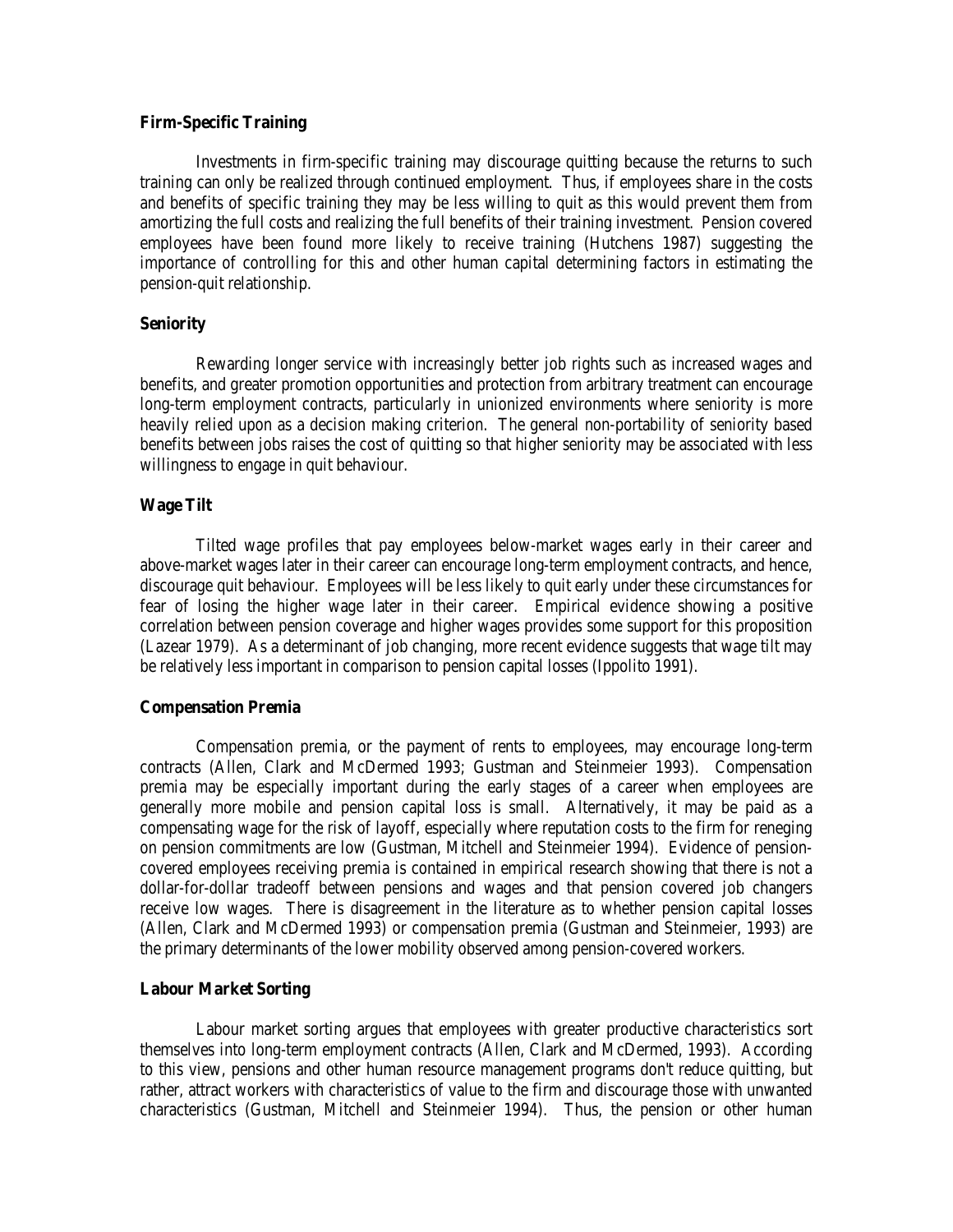### Firm-Specific Training

Investments in firm-specific training may discourage quitting because the returns to such training can only be realized through continued employment. Thus, if employees share in the costs and benefits of specific training they may be less willing to quit as this would prevent them from amortizing the full costs and realizing the full benefits of their training investment. Pension covered employees have been found more likely to receive training (Hutchens 1987) suggesting the importance of controlling for this and other human capital determining factors in estimating the pension-quit relationship.

### Seniority

Rewarding longer service with increasingly better job rights such as increased wages and benefits, and greater promotion opportunities and protection from arbitrary treatment can encourage long-term employment contracts, particularly in unionized environments where seniority is more heavily relied upon as a decision making criterion. The general non-portability of seniority based benefits between jobs raises the cost of quitting so that higher seniority may be associated with less willingness to engage in quit behaviour.

### Wage Tilt

Tilted wage profiles that pay employees below-market wages early in their career and above-market wages later in their career can encourage long-term employment contracts, and hence, discourage quit behaviour. Employees will be less likely to quit early under these circumstances for fear of losing the higher wage later in their career. Empirical evidence showing a positive correlation between pension coverage and higher wages provides some support for this proposition (Lazear 1979). As a determinant of job changing, more recent evidence suggests that wage tilt may be relatively less important in comparison to pension capital losses (Ippolito 1991).

### Compensation Premia

Compensation premia, or the payment of rents to employees, may encourage long-term contracts (Allen, Clark and McDermed 1993; Gustman and Steinmeier 1993). Compensation premia may be especially important during the early stages of a career when employees are generally more mobile and pension capital loss is small. Alternatively, it may be paid as a compensating wage for the risk of layoff, especially where reputation costs to the firm for reneging on pension commitments are low (Gustman, Mitchell and Steinmeier 1994). Evidence of pension-covered employees receiving premia is contained in empirical research showing that there is not a dollar-for-dollar tradeoff between pensions and wages and that pension covered job changers receive low wages. There is disagreement in the literature as to whether pension capital losses (Allen, Clark and McDermed 1993) or compensation premia (Gustman and Steinmeier, 1993) are the primary determinants of the lower mobility observed among pension-covered workers.

### Labour Market Sorting

Labour market sorting argues that employees with greater productive characteristics sort themselves into long-term employment contracts (Allen, Clark and McDermed, 1993). According to this view, pensions and other human resource management programs don't reduce quitting, but rather, attract workers with characteristics of value to the firm and discourage those with unwanted characteristics (Gustman, Mitchell and Steinmeier 1994). Thus, the pension or other human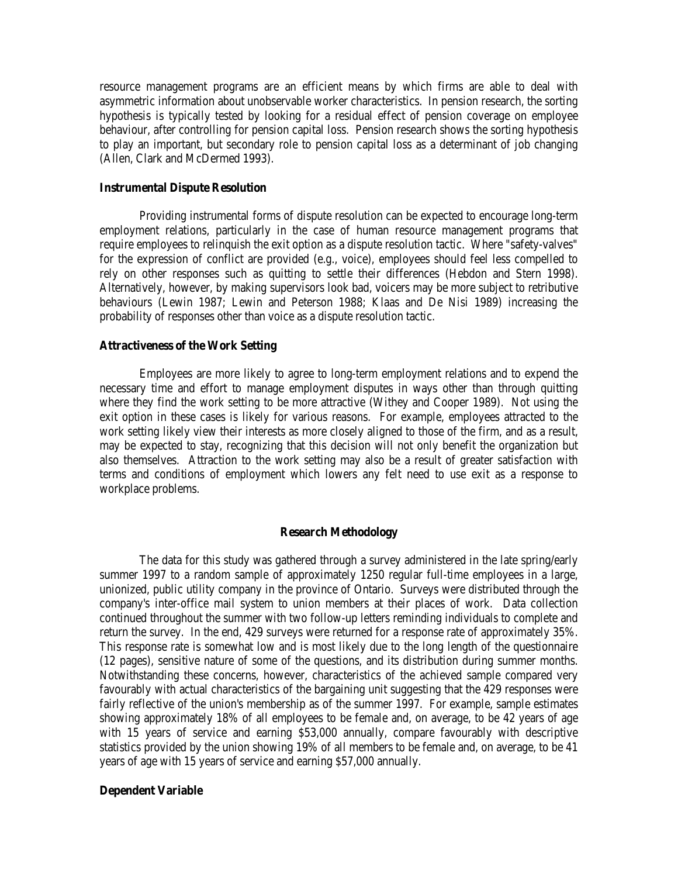resource management programs are an efficient means by which firms are able to deal with asymmetric information about unobservable worker characteristics. In pension research, the sorting hypothesis is typically tested by looking for a residual effect of pension coverage on employee behaviour, after controlling for pension capital loss. Pension research shows the sorting hypothesis to play an important, but secondary role to pension capital loss as a determinant of job changing (Allen, Clark and McDermed 1993).

### Instrumental Dispute Resolution

Providing instrumental forms of dispute resolution can be expected to encourage long-term employment relations, particularly in the case of human resource management programs that require employees to relinquish the exit option as a dispute resolution tactic. Where "safety-valves" for the expression of conflict are provided (e.g., voice), employees should feel less compelled to rely on other responses such as quitting to settle their differences (Hebdon and Stern 1998). Alternatively, however, by making supervisors look bad, voicers may be more subject to retributive behaviours (Lewin 1987; Lewin and Peterson 1988; Klaas and De Nisi 1989) increasing the probability of responses other than voice as a dispute resolution tactic.

### Attractiveness of the Work Setting

Employees are more likely to agree to long-term employment relations and to expend the necessary time and effort to manage employment disputes in ways other than through quitting where they find the work setting to be more attractive (Withey and Cooper 1989). Not using the exit option in these cases is likely for various reasons. For example, employees attracted to the work setting likely view their interests as more closely aligned to those of the firm, and as a result, may be expected to stay, recognizing that this decision will not only benefit the organization but also themselves. Attraction to the work setting may also be a result of greater satisfaction with terms and conditions of employment which lowers any felt need to use exit as a response to workplace problems.

## Research Methodology

The data for this study was gathered through a survey administered in the late spring/early summer 1997 to a random sample of approximately 1250 regular full-time employees in a large, unionized, public utility company in the province of Ontario. Surveys were distributed through the company's inter-office mail system to union members at their places of work. Data collection continued throughout the summer with two follow-up letters reminding individuals to complete and return the survey. In the end, 429 surveys were returned for a response rate of approximately 35%. This response rate is somewhat low and is most likely due to the long length of the questionnaire (12 pages), sensitive nature of some of the questions, and its distribution during summer months. Notwithstanding these concerns, however, characteristics of the achieved sample compared very favourably with actual characteristics of the bargaining unit suggesting that the 429 responses were fairly reflective of the union's membership as of the summer 1997. For example, sample estimates showing approximately 18% of all employees to be female and, on average, to be 42 years of age with 15 years of service and earning $53,000 annually, compare favourably with descriptive statistics provided by the union showing 19% of all members to be female and, on average, to be 41 years of age with 15 years of service and earning $57,000 annually.

### Dependent Variable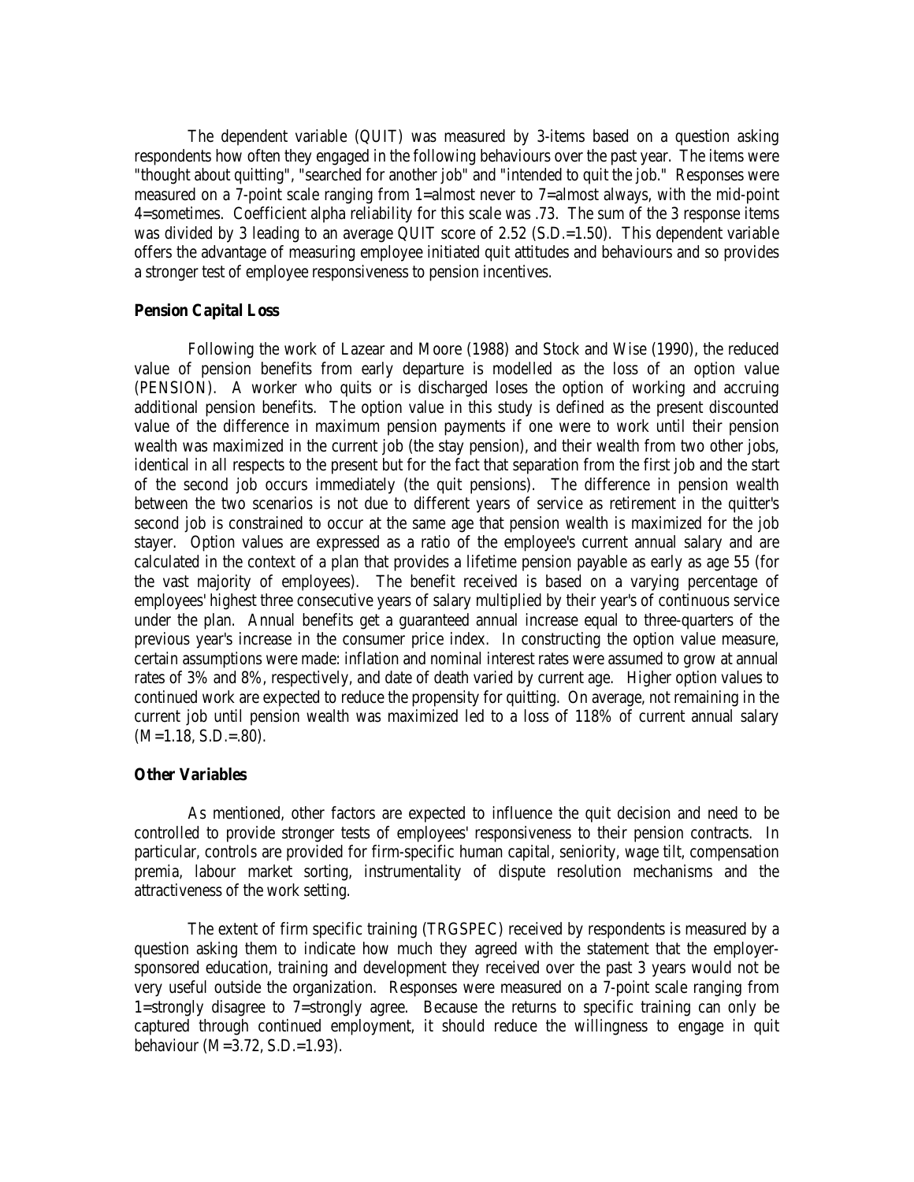The dependent variable (QUIT) was measured by 3-items based on a question asking respondents how often they engaged in the following behaviours over the past year. The items were "thought about quitting", "searched for another job" and "intended to quit the job." Responses were measured on a 7-point scale ranging from 1=almost never to 7=almost always, with the mid-point 4=sometimes. Coefficient alpha reliability for this scale was .73. The sum of the 3 response items was divided by 3 leading to an average QUIT score of 2.52 (S.D.=1.50). This dependent variable offers the advantage of measuring employee initiated quit attitudes and behaviours and so provides a stronger test of employee responsiveness to pension incentives.

**Pension Capital Loss**

Following the work of Lazear and Moore (1988) and Stock and Wise (1990), the reduced value of pension benefits from early departure is modelled as the loss of an option value (PENSION). A worker who quits or is discharged loses the option of working and accruing additional pension benefits. The option value in this study is defined as the present discounted value of the difference in maximum pension payments if one were to work until their pension wealth was maximized in the current job (the stay pension), and their wealth from two other jobs, identical in all respects to the present but for the fact that separation from the first job and the start of the second job occurs immediately (the quit pensions). The difference in pension wealth between the two scenarios is not due to different years of service as retirement in the quitter's second job is constrained to occur at the same age that pension wealth is maximized for the job stayer. Option values are expressed as a ratio of the employee's current annual salary and are calculated in the context of a plan that provides a lifetime pension payable as early as age 55 (for the vast majority of employees). The benefit received is based on a varying percentage of employees' highest three consecutive years of salary multiplied by their year's of continuous service under the plan. Annual benefits get a guaranteed annual increase equal to three-quarters of the previous year's increase in the consumer price index. In constructing the option value measure, certain assumptions were made: inflation and nominal interest rates were assumed to grow at annual rates of 3% and 8%, respectively, and date of death varied by current age. Higher option values to continued work are expected to reduce the propensity for quitting. On average, not remaining in the current job until pension wealth was maximized led to a loss of 118% of current annual salary (M=1.18, S.D.=.80).

**Other Variables**

As mentioned, other factors are expected to influence the quit decision and need to be controlled to provide stronger tests of employees' responsiveness to their pension contracts. In particular, controls are provided for firm-specific human capital, seniority, wage tilt, compensation premia, labour market sorting, instrumentality of dispute resolution mechanisms and the attractiveness of the work setting.

The extent of firm specific training (TRGSPEC) received by respondents is measured by a question asking them to indicate how much they agreed with the statement that the employer-sponsored education, training and development they received over the past 3 years would not be very useful outside the organization. Responses were measured on a 7-point scale ranging from 1=strongly disagree to 7=strongly agree. Because the returns to specific training can only be captured through continued employment, it should reduce the willingness to engage in quit behaviour (M=3.72, S.D.=1.93).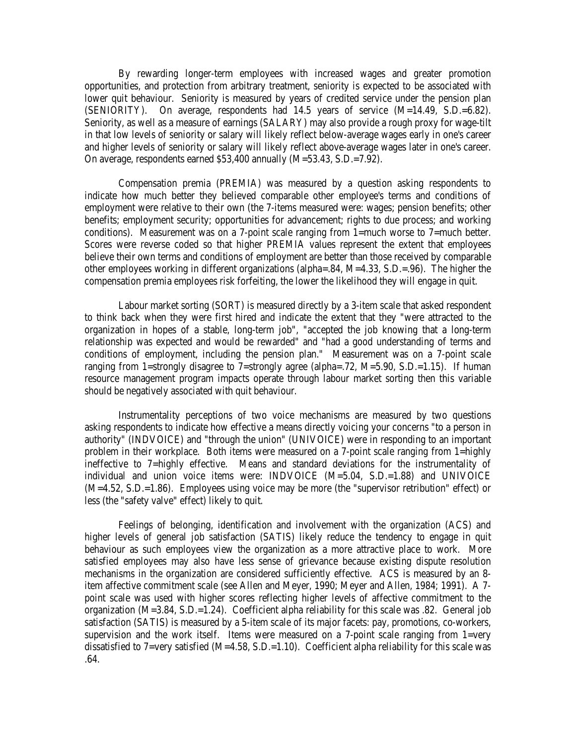By rewarding longer-term employees with increased wages and greater promotion opportunities, and protection from arbitrary treatment, seniority is expected to be associated with lower quit behaviour. Seniority is measured by years of credited service under the pension plan (SENIORITY). On average, respondents had 14.5 years of service (M=14.49, S.D.=6.82). Seniority, as well as a measure of earnings (SALARY) may also provide a rough proxy for wage-tilt in that low levels of seniority or salary will likely reflect below-average wages early in one's career and higher levels of seniority or salary will likely reflect above-average wages later in one's career. On average, respondents earned $53,400 annually (M=53.43, S.D.=7.92).

Compensation premia (PREMIA) was measured by a question asking respondents to indicate how much better they believed comparable other employee's terms and conditions of employment were relative to their own (the 7-items measured were: wages; pension benefits; other benefits; employment security; opportunities for advancement; rights to due process; and working conditions). Measurement was on a 7-point scale ranging from 1=much worse to 7=much better. Scores were reverse coded so that higher PREMIA values represent the extent that employees believe their own terms and conditions of employment are better than those received by comparable other employees working in different organizations (alpha=.84, M=4.33, S.D.=.96). The higher the compensation premia employees risk forfeiting, the lower the likelihood they will engage in quit.

Labour market sorting (SORT) is measured directly by a 3-item scale that asked respondent to think back when they were first hired and indicate the extent that they "were attracted to the organization in hopes of a stable, long-term job", "accepted the job knowing that a long-term relationship was expected and would be rewarded" and "had a good understanding of terms and conditions of employment, including the pension plan." Measurement was on a 7-point scale ranging from 1=strongly disagree to 7=strongly agree (alpha=.72, M=5.90, S.D.=1.15). If human resource management program impacts operate through labour market sorting then this variable should be negatively associated with quit behaviour.

Instrumentality perceptions of two voice mechanisms are measured by two questions asking respondents to indicate how effective a means directly voicing your concerns "to a person in authority" (INDVOICE) and "through the union" (UNIVOICE) were in responding to an important problem in their workplace. Both items were measured on a 7-point scale ranging from 1=highly ineffective to 7=highly effective. Means and standard deviations for the instrumentality of individual and union voice items were: INDVOICE (M=5.04, S.D.=1.88) and UNIVOICE (M=4.52, S.D.=1.86). Employees using voice may be more (the "supervisor retribution" effect) or less (the "safety valve" effect) likely to quit.

Feelings of belonging, identification and involvement with the organization (ACS) and higher levels of general job satisfaction (SATIS) likely reduce the tendency to engage in quit behaviour as such employees view the organization as a more attractive place to work. More satisfied employees may also have less sense of grievance because existing dispute resolution mechanisms in the organization are considered sufficiently effective. ACS is measured by an 8-item affective commitment scale (see Allen and Meyer, 1990; Meyer and Allen, 1984; 1991). A 7-point scale was used with higher scores reflecting higher levels of affective commitment to the organization (M=3.84, S.D.=1.24). Coefficient alpha reliability for this scale was .82. General job satisfaction (SATIS) is measured by a 5-item scale of its major facets: pay, promotions, co-workers, supervision and the work itself. Items were measured on a 7-point scale ranging from 1=very dissatisfied to 7=very satisfied (M=4.58, S.D.=1.10). Coefficient alpha reliability for this scale was .64.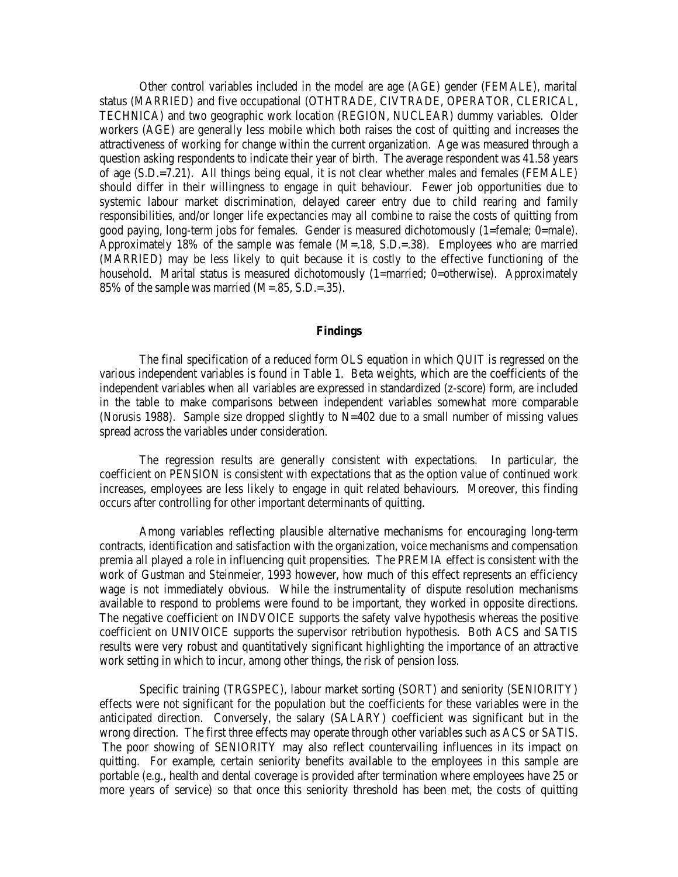Other control variables included in the model are age (AGE) gender (FEMALE), marital status (MARRIED) and five occupational (OTHTRADE, CIVTRADE, OPERATOR, CLERICAL, TECHNICA) and two geographic work location (REGION, NUCLEAR) dummy variables. Older workers (AGE) are generally less mobile which both raises the cost of quitting and increases the attractiveness of working for change within the current organization. Age was measured through a question asking respondents to indicate their year of birth. The average respondent was 41.58 years of age (S.D.=7.21). All things being equal, it is not clear whether males and females (FEMALE) should differ in their willingness to engage in quit behaviour. Fewer job opportunities due to systemic labour market discrimination, delayed career entry due to child rearing and family responsibilities, and/or longer life expectancies may all combine to raise the costs of quitting from good paying, long-term jobs for females. Gender is measured dichotomously (1=female; 0=male). Approximately 18% of the sample was female (M=.18, S.D.=.38). Employees who are married (MARRIED) may be less likely to quit because it is costly to the effective functioning of the household. Marital status is measured dichotomously (1=married; 0=otherwise). Approximately 85% of the sample was married (M=.85, S.D.=.35).

## Findings

The final specification of a reduced form OLS equation in which QUIT is regressed on the various independent variables is found in Table 1. Beta weights, which are the coefficients of the independent variables when all variables are expressed in standardized (z-score) form, are included in the table to make comparisons between independent variables somewhat more comparable (Norusis 1988). Sample size dropped slightly to N=402 due to a small number of missing values spread across the variables under consideration.

The regression results are generally consistent with expectations. In particular, the coefficient on PENSION is consistent with expectations that as the option value of continued work increases, employees are less likely to engage in quit related behaviours. Moreover, this finding occurs after controlling for other important determinants of quitting.

Among variables reflecting plausible alternative mechanisms for encouraging long-term contracts, identification and satisfaction with the organization, voice mechanisms and compensation premia all played a role in influencing quit propensities. The PREMIA effect is consistent with the work of Gustman and Steinmeier, 1993 however, how much of this effect represents an efficiency wage is not immediately obvious. While the instrumentality of dispute resolution mechanisms available to respond to problems were found to be important, they worked in opposite directions. The negative coefficient on INDVOICE supports the safety valve hypothesis whereas the positive coefficient on UNIVOICE supports the supervisor retribution hypothesis. Both ACS and SATIS results were very robust and quantitatively significant highlighting the importance of an attractive work setting in which to incur, among other things, the risk of pension loss.

Specific training (TRGSPEC), labour market sorting (SORT) and seniority (SENIORITY) effects were not significant for the population but the coefficients for these variables were in the anticipated direction. Conversely, the salary (SALARY) coefficient was significant but in the wrong direction. The first three effects may operate through other variables such as ACS or SATIS. The poor showing of SENIORITY may also reflect countervailing influences in its impact on quitting. For example, certain seniority benefits available to the employees in this sample are portable (e.g., health and dental coverage is provided after termination where employees have 25 or more years of service) so that once this seniority threshold has been met, the costs of quitting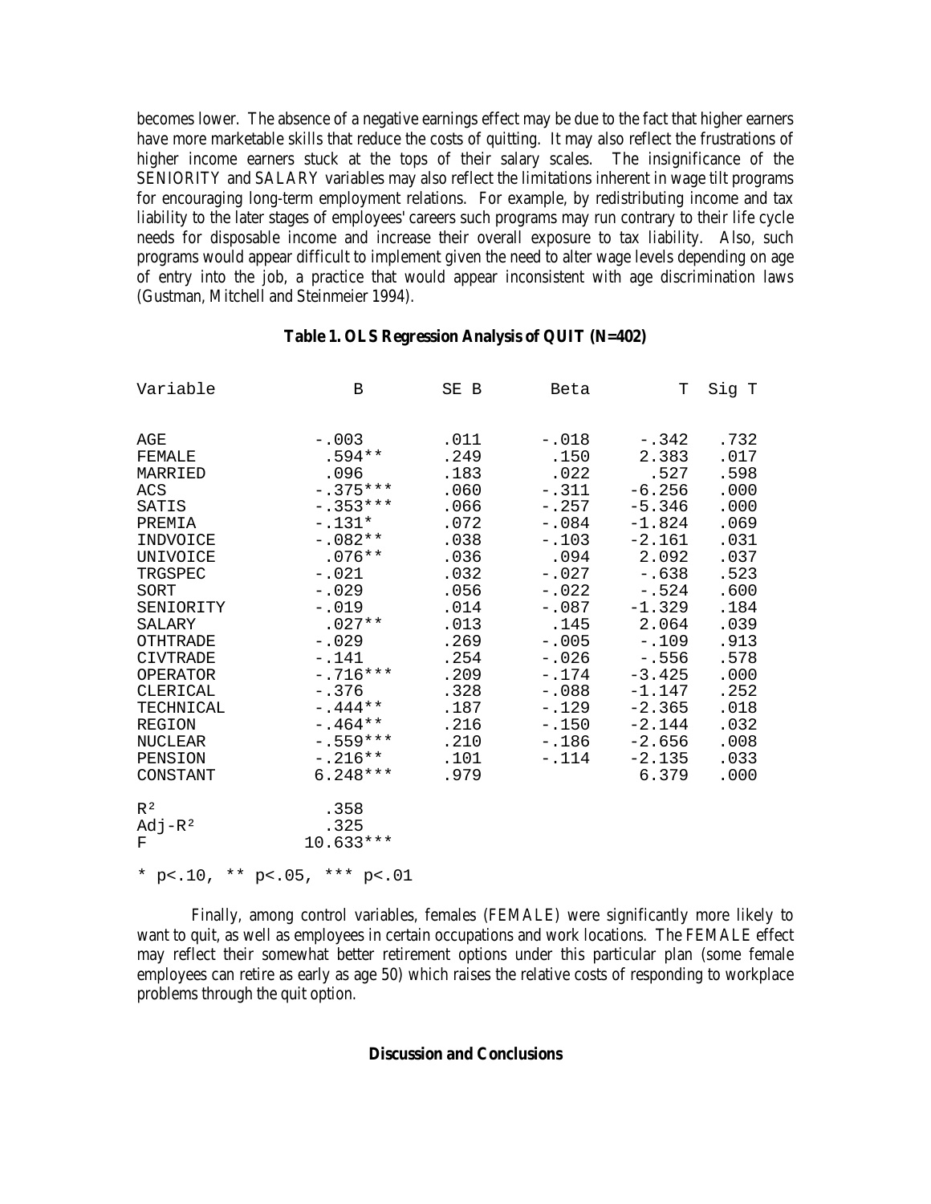becomes lower. The absence of a negative earnings effect may be due to the fact that higher earners have more marketable skills that reduce the costs of quitting. It may also reflect the frustrations of higher income earners stuck at the tops of their salary scales. The insignificance of the SENIORITY and SALARY variables may also reflect the limitations inherent in wage tilt programs for encouraging long-term employment relations. For example, by redistributing income and tax liability to the later stages of employees' careers such programs may run contrary to their life cycle needs for disposable income and increase their overall exposure to tax liability. Also, such programs would appear difficult to implement given the need to alter wage levels depending on age of entry into the job, a practice that would appear inconsistent with age discrimination laws (Gustman, Mitchell and Steinmeier 1994).

**Table 1. OLS Regression Analysis of QUIT (N=402)**

| Variable | B | SE B | Beta | T | Sig T |
|---|---|---|---|---|---|
| AGE | -.003 | .011 | -.018 | -.342 | .732 |
| FEMALE | .594** | .249 | .150 | 2.383 | .017 |
| MARRIED | .096 | .183 | .022 | .527 | .598 |
| ACS | -.375*** | .060 | -.311 | -6.256 | .000 |
| SATIS | -.353*** | .066 | -.257 | -5.346 | .000 |
| PREMIA | -.131* | .072 | -.084 | -1.824 | .069 |
| INDVOICE | -.082** | .038 | -.103 | -2.161 | .031 |
| UNIVOICE | .076** | .036 | .094 | 2.092 | .037 |
| TRGSPEC | -.021 | .032 | -.027 | -.638 | .523 |
| SORT | -.029 | .056 | -.022 | -.524 | .600 |
| SENIORITY | -.019 | .014 | -.087 | -1.329 | .184 |
| SALARY | .027** | .013 | .145 | 2.064 | .039 |
| OTHTRADE | -.029 | .269 | -.005 | -.109 | .913 |
| CIVTRADE | -.141 | .254 | -.026 | -.556 | .578 |
| OPERATOR | -.716*** | .209 | -.174 | -3.425 | .000 |
| CLERICAL | -.376 | .328 | -.088 | -1.147 | .252 |
| TECHNICAL | -.444** | .187 | -.129 | -2.365 | .018 |
| REGION | -.464** | .216 | -.150 | -2.144 | .032 |
| NUCLEAR | -.559*** | .210 | -.186 | -2.656 | .008 |
| PENSION | -.216** | .101 | -.114 | -2.135 | .033 |
| CONSTANT | 6.248*** | .979 | | 6.379 | .000 |
| $R^2$ | .358 | | | | |
| Adj-$R^2$ | .325 | | | | |
| F | 10.633*** | | | | |

* $p<.10$, ** $p<.05$, *** $p<.01$

Finally, among control variables, females (FEMALE) were significantly more likely to want to quit, as well as employees in certain occupations and work locations. The FEMALE effect may reflect their somewhat better retirement options under this particular plan (some female employees can retire as early as age 50) which raises the relative costs of responding to workplace problems through the quit option.

## Discussion and Conclusions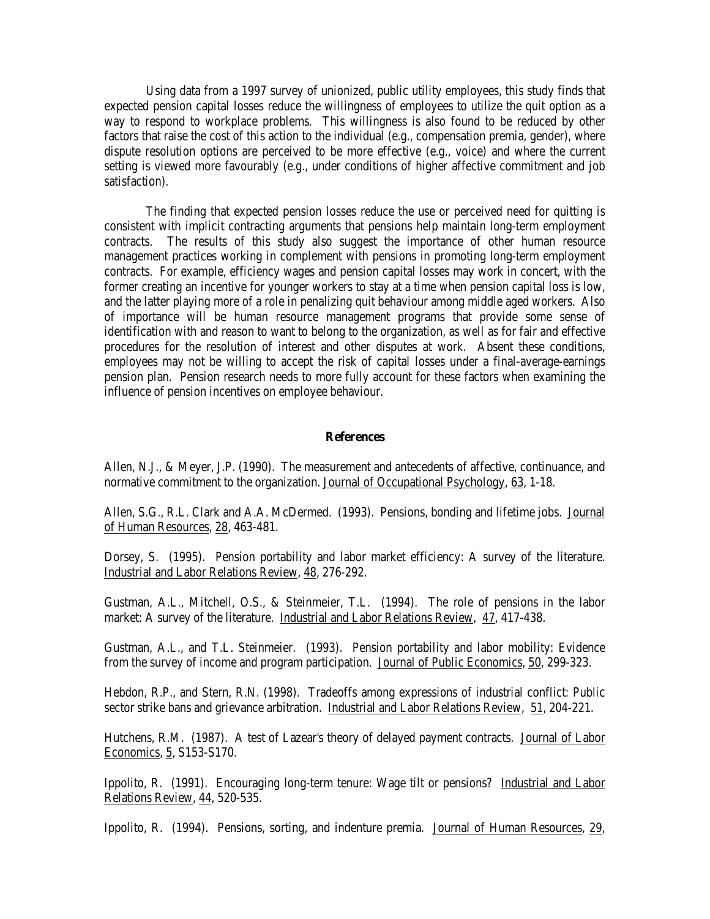Using data from a 1997 survey of unionized, public utility employees, this study finds that expected pension capital losses reduce the willingness of employees to utilize the quit option as a way to respond to workplace problems. This willingness is also found to be reduced by other factors that raise the cost of this action to the individual (e.g., compensation premia, gender), where dispute resolution options are perceived to be more effective (e.g., voice) and where the current setting is viewed more favourably (e.g., under conditions of higher affective commitment and job satisfaction).

The finding that expected pension losses reduce the use or perceived need for quitting is consistent with implicit contracting arguments that pensions help maintain long-term employment contracts. The results of this study also suggest the importance of other human resource management practices working in complement with pensions in promoting long-term employment contracts. For example, efficiency wages and pension capital losses may work in concert, with the former creating an incentive for younger workers to stay at a time when pension capital loss is low, and the latter playing more of a role in penalizing quit behaviour among middle aged workers. Also of importance will be human resource management programs that provide some sense of identification with and reason to want to belong to the organization, as well as for fair and effective procedures for the resolution of interest and other disputes at work. Absent these conditions, employees may not be willing to accept the risk of capital losses under a final-average-earnings pension plan. Pension research needs to more fully account for these factors when examining the influence of pension incentives on employee behaviour.

## References

Allen, N.J., & Meyer, J.P. (1990). The measurement and antecedents of affective, continuance, and normative commitment to the organization. Journal of Occupational Psychology, 63, 1-18.

Allen, S.G., R.L. Clark and A.A. McDermed. (1993). Pensions, bonding and lifetime jobs. Journal of Human Resources, 28, 463-481.

Dorsey, S. (1995). Pension portability and labor market efficiency: A survey of the literature. Industrial and Labor Relations Review, 48, 276-292.

Gustman, A.L., Mitchell, O.S., & Steinmeier, T.L. (1994). The role of pensions in the labor market: A survey of the literature. Industrial and Labor Relations Review, 47, 417-438.

Gustman, A.L., and T.L. Steinmeier. (1993). Pension portability and labor mobility: Evidence from the survey of income and program participation. Journal of Public Economics, 50, 299-323.

Hebdon, R.P., and Stern, R.N. (1998). Tradeoffs among expressions of industrial conflict: Public sector strike bans and grievance arbitration. Industrial and Labor Relations Review, 51, 204-221.

Hutchens, R.M. (1987). A test of Lazear's theory of delayed payment contracts. Journal of Labor Economics, 5, S153-S170.

Ippolito, R. (1991). Encouraging long-term tenure: Wage tilt or pensions? Industrial and Labor Relations Review, 44, 520-535.

Ippolito, R. (1994). Pensions, sorting, and indenture premia. Journal of Human Resources, 29,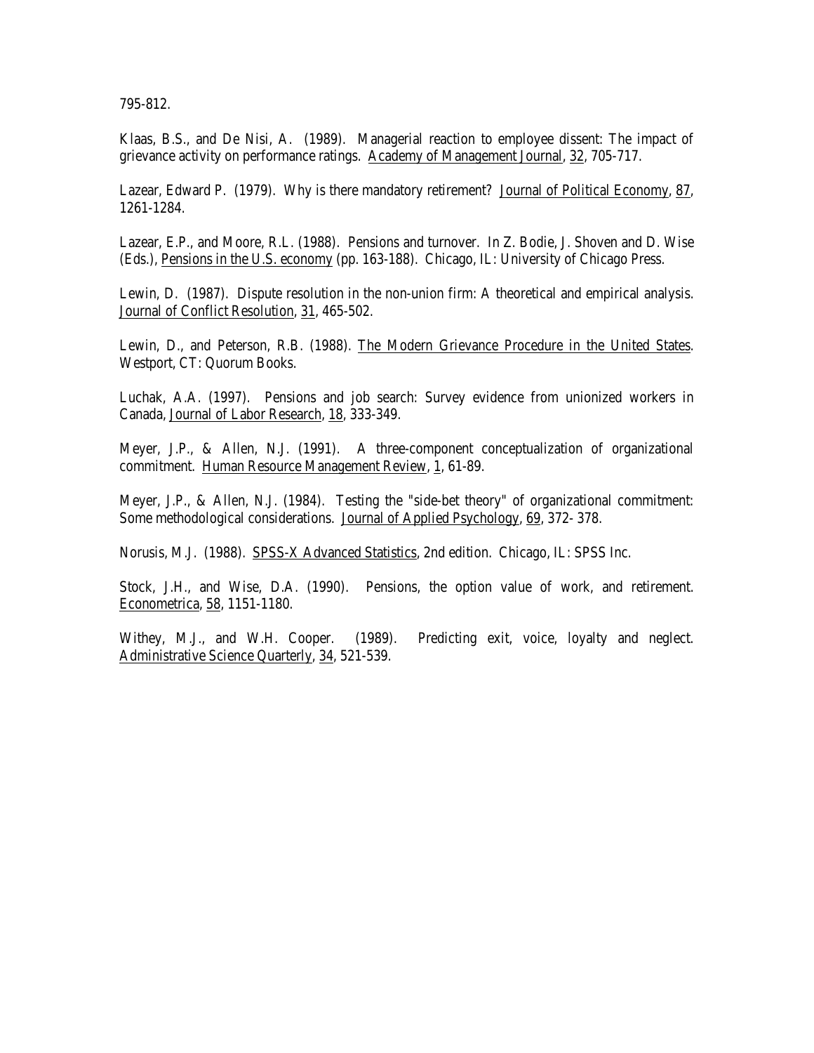795-812.

Klaas, B.S., and De Nisi, A. (1989). Managerial reaction to employee dissent: The impact of grievance activity on performance ratings. Academy of Management Journal, 32, 705-717.

Lazear, Edward P. (1979). Why is there mandatory retirement? Journal of Political Economy, 87, 1261-1284.

Lazear, E.P., and Moore, R.L. (1988). Pensions and turnover. In Z. Bodie, J. Shoven and D. Wise (Eds.), Pensions in the U.S. economy (pp. 163-188). Chicago, IL: University of Chicago Press.

Lewin, D. (1987). Dispute resolution in the non-union firm: A theoretical and empirical analysis. Journal of Conflict Resolution, 31, 465-502.

Lewin, D., and Peterson, R.B. (1988). The Modern Grievance Procedure in the United States. Westport, CT: Quorum Books.

Luchak, A.A. (1997). Pensions and job search: Survey evidence from unionized workers in Canada, Journal of Labor Research, 18, 333-349.

Meyer, J.P., & Allen, N.J. (1991). A three-component conceptualization of organizational commitment. Human Resource Management Review, 1, 61-89.

Meyer, J.P., & Allen, N.J. (1984). Testing the "side-bet theory" of organizational commitment: Some methodological considerations. Journal of Applied Psychology, 69, 372- 378.

Norusis, M.J. (1988). SPSS-X Advanced Statistics, 2nd edition. Chicago, IL: SPSS Inc.

Stock, J.H., and Wise, D.A. (1990). Pensions, the option value of work, and retirement. Econometrica, 58, 1151-1180.

Withey, M.J., and W.H. Cooper. (1989). Predicting exit, voice, loyalty and neglect. Administrative Science Quarterly, 34, 521-539.